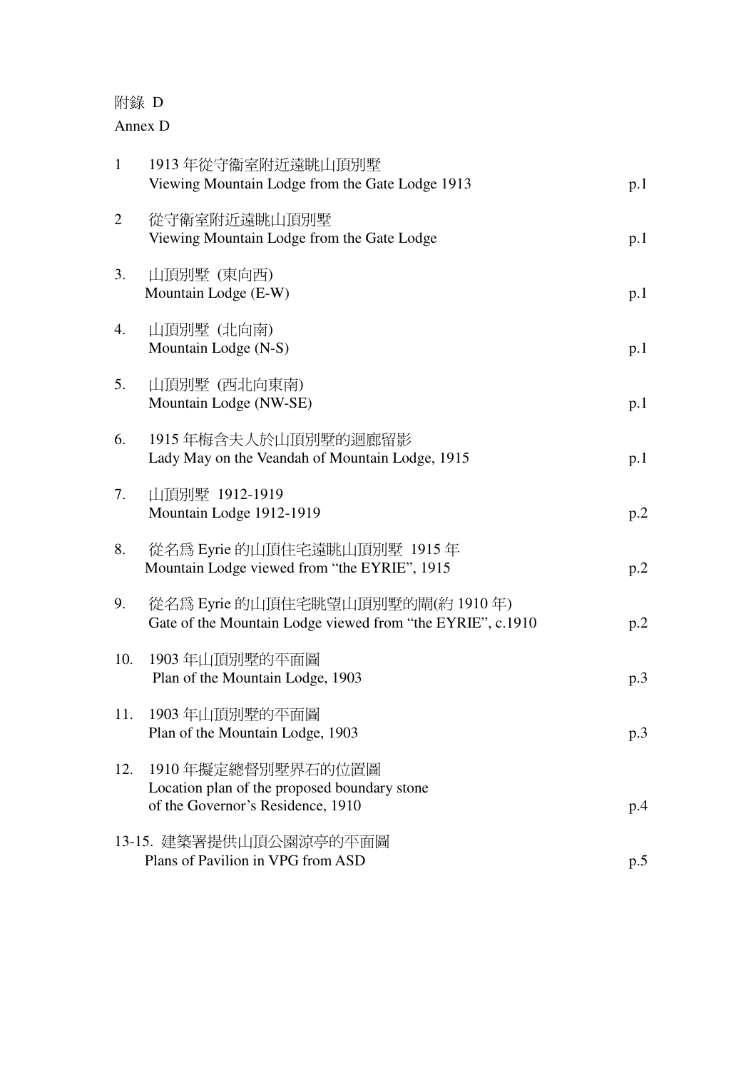附錄 D

Annex D

| | | |
|---|---|---|
| 1 | 1913 年從守衛室附近遠眺山頂別墅<br>Viewing Mountain Lodge from the Gate Lodge 1913 | p.1 |
| 2 | 從守衛室附近遠眺山頂別墅<br>Viewing Mountain Lodge from the Gate Lodge | p.1 |
| 3. | 山頂別墅 (東向西)<br>Mountain Lodge (E-W) | p.1 |
| 4. | 山頂別墅 (北向南)<br>Mountain Lodge (N-S) | p.1 |
| 5. | 山頂別墅 (西北向東南)<br>Mountain Lodge (NW-SE) | p.1 |
| 6. | 1915 年梅含夫人於山頂別墅的迴廊留影<br>Lady May on the Veandah of Mountain Lodge, 1915 | p.1 |
| 7. | 山頂別墅 1912-1919<br>Mountain Lodge 1912-1919 | p.2 |
| 8. | 從名爲 Eyrie 的山頂住宅遠眺山頂別墅 1915 年<br>Mountain Lodge viewed from "the EYRIE", 1915 | p.2 |
| 9. | 從名爲 Eyrie 的山頂住宅眺望山頂別墅的閘(約 1910 年)<br>Gate of the Mountain Lodge viewed from "the EYRIE", c.1910 | p.2 |
| 10. | 1903 年山頂別墅的平面圖<br>Plan of the Mountain Lodge, 1903 | p.3 |
| 11. | 1903 年山頂別墅的平面圖<br>Plan of the Mountain Lodge, 1903 | p.3 |
| 12. | 1910 年擬定總督別墅界石的位置圖<br>Location plan of the proposed boundary stone of the Governor's Residence, 1910 | p.4 |
| 13-15. | 建築署提供山頂公園涼亭的平面圖<br>Plans of Pavilion in VPG from ASD | p.5 |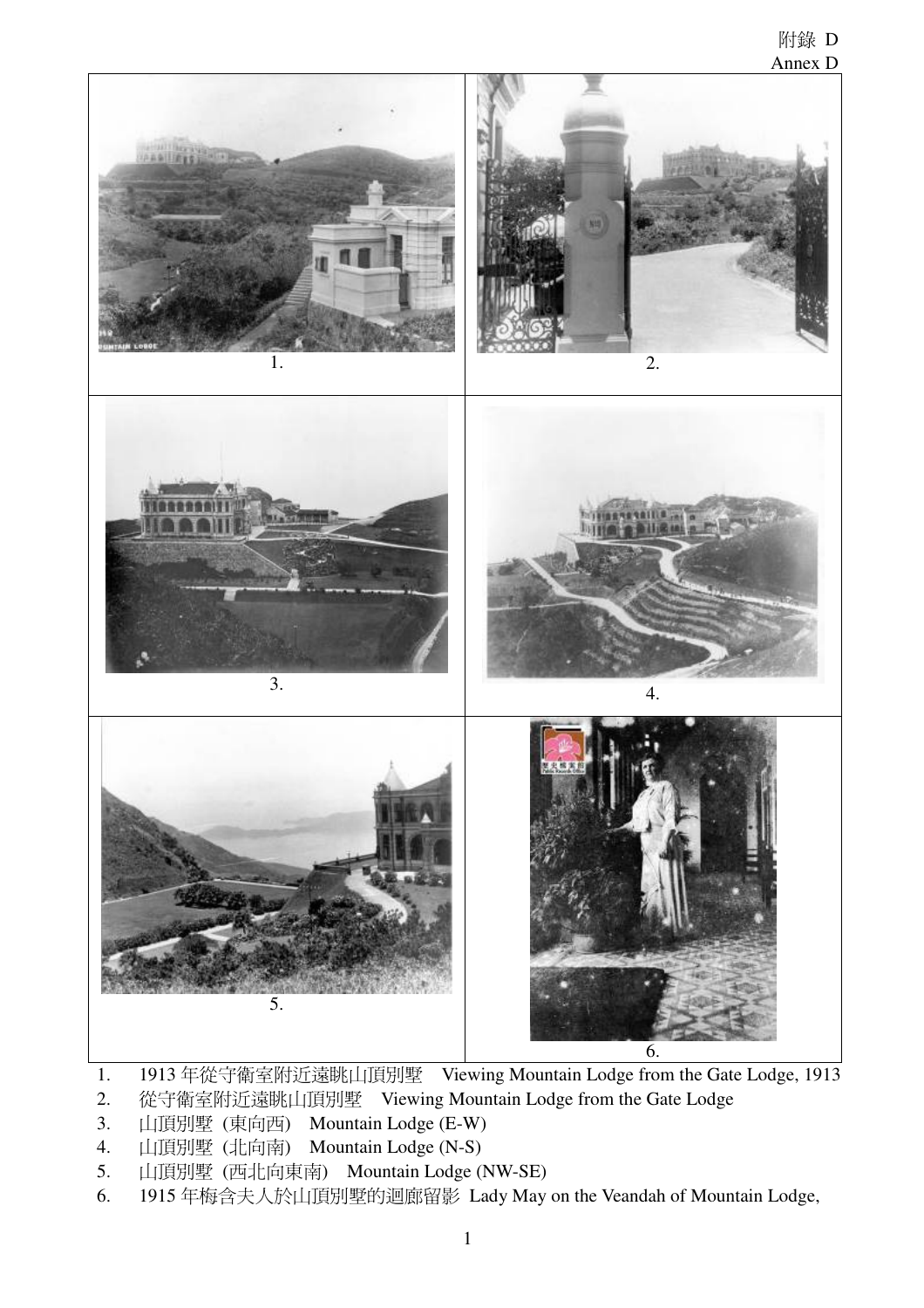附錄 D
Annex D

1. 1913 年從守衛室附近遠眺山頂別墅　Viewing Mountain Lodge from the Gate Lodge, 1913
2. 從守衛室附近遠眺山頂別墅　Viewing Mountain Lodge from the Gate Lodge
3. 山頂別墅 (東向西)　Mountain Lodge (E-W)
4. 山頂別墅 (北向南)　Mountain Lodge (N-S)
5. 山頂別墅 (西北向東南)　Mountain Lodge (NW-SE)
6. 1915 年梅含夫人於山頂別墅的迴廊留影 Lady May on the Veandah of Mountain Lodge,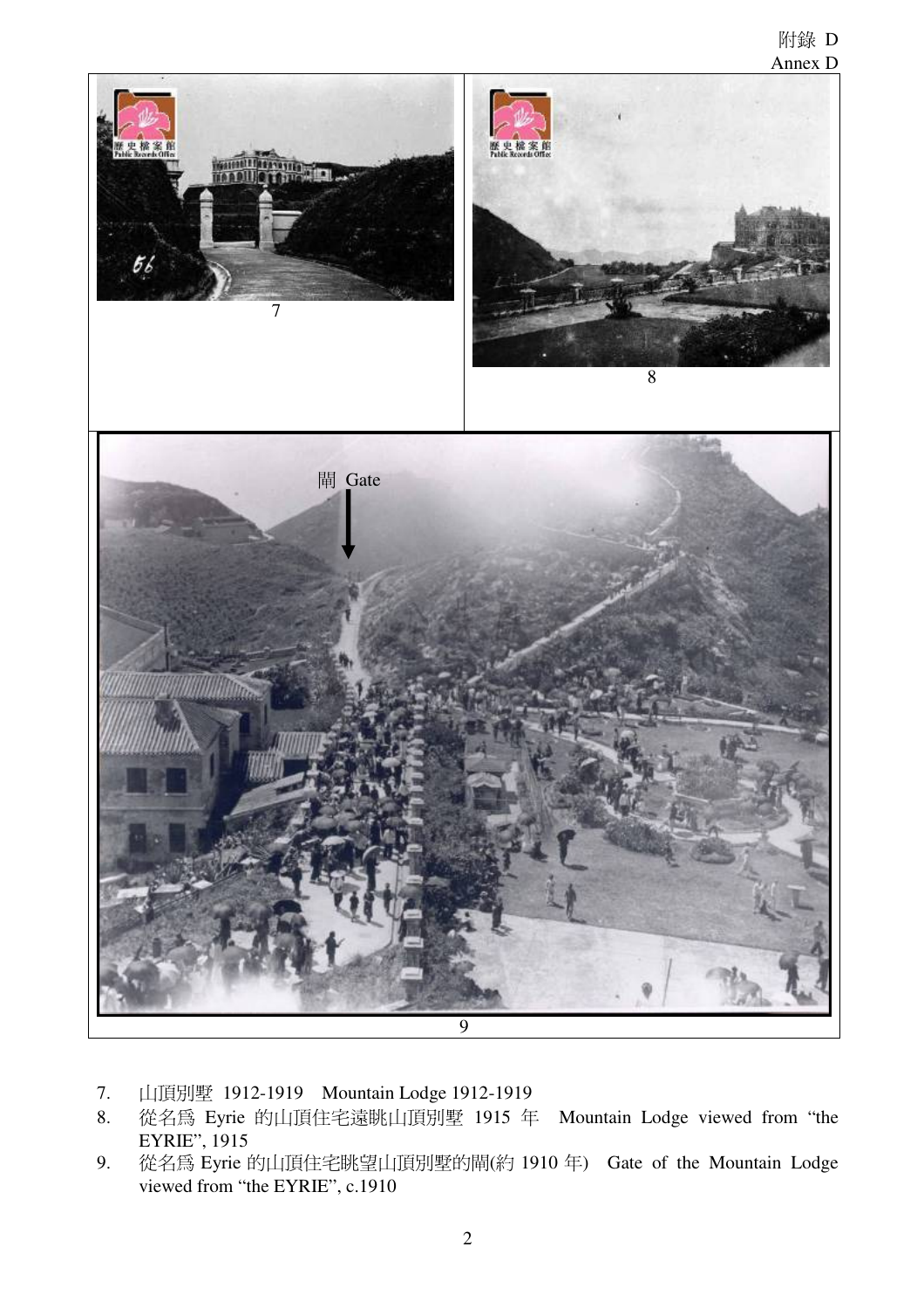附錄 D
Annex D

7

8

閘 Gate

9

7. 山頂別墅 1912-1919 Mountain Lodge 1912-1919
8. 從名爲 Eyrie 的山頂住宅遠眺山頂別墅 1915 年 Mountain Lodge viewed from "the EYRIE", 1915
9. 從名爲 Eyrie 的山頂住宅眺望山頂別墅的閘(約 1910 年) Gate of the Mountain Lodge viewed from "the EYRIE", c.1910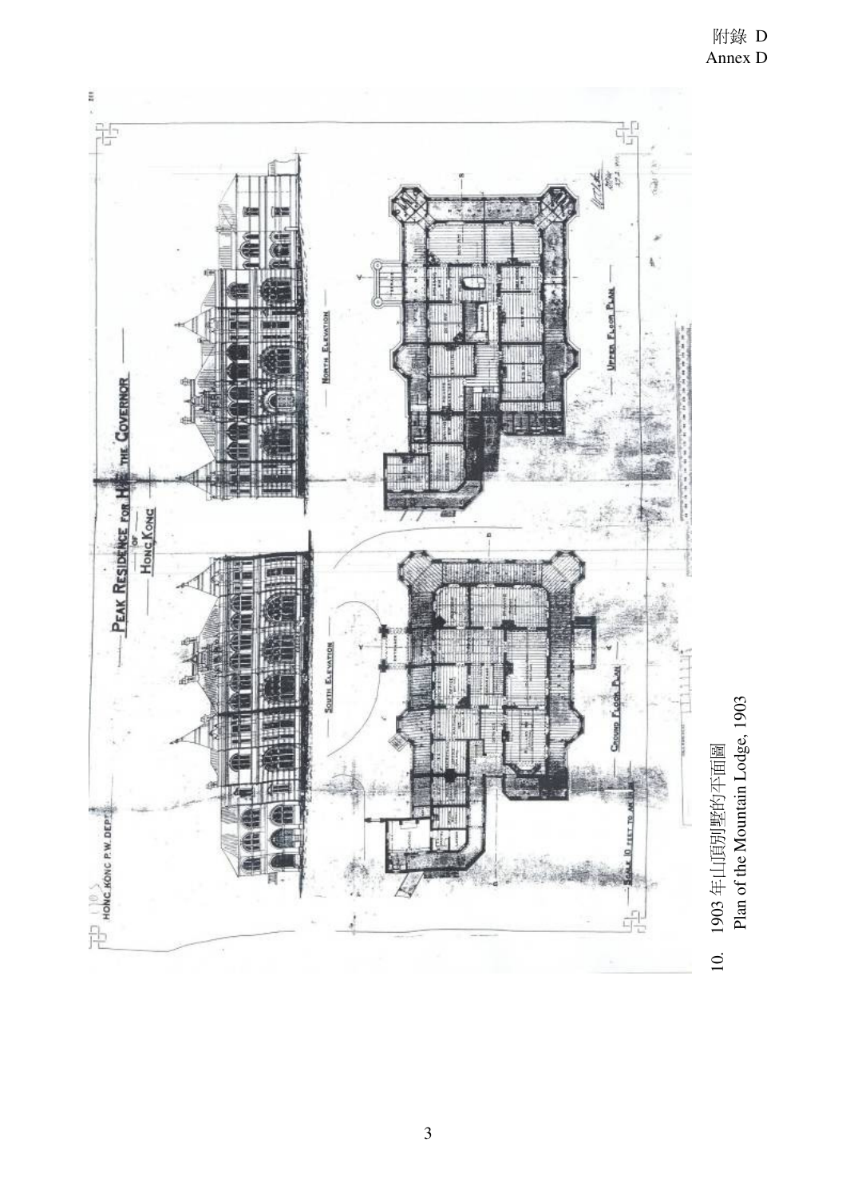附錄 D
Annex D

10. 1903 年山頂別墅的平面圖
Plan of the Mountain Lodge, 1903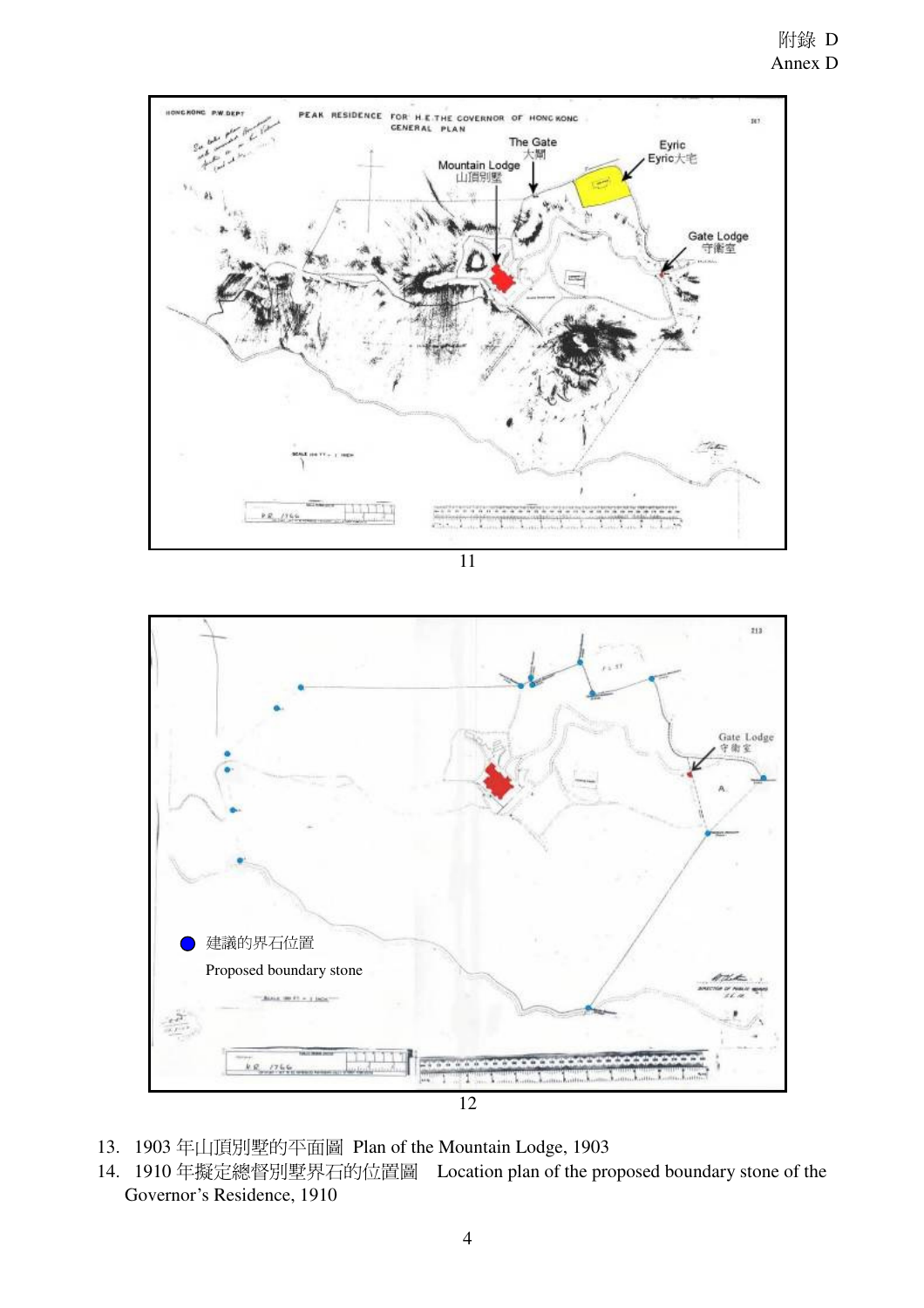附錄 D
Annex D

Mountain Lodge 山頂別墅

The Gate 大閘

Eyric Eyric大宅

Gate Lodge 守衛室

11

Gate Lodge 守衛室

建議的界石位置

Proposed boundary stone

12

13. 1903 年山頂別墅的平面圖 Plan of the Mountain Lodge, 1903
14. 1910 年擬定總督別墅界石的位置圖 Location plan of the proposed boundary stone of the Governor's Residence, 1910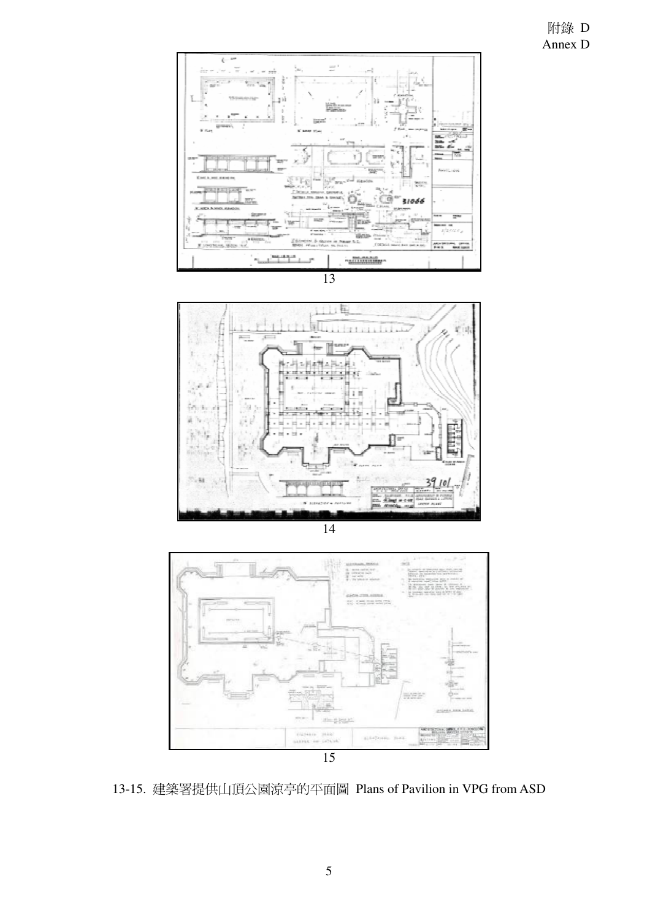附錄 D
Annex D

13

14

15

13-15. 建築署提供山頂公園涼亭的平面圖 Plans of Pavilion in VPG from ASD